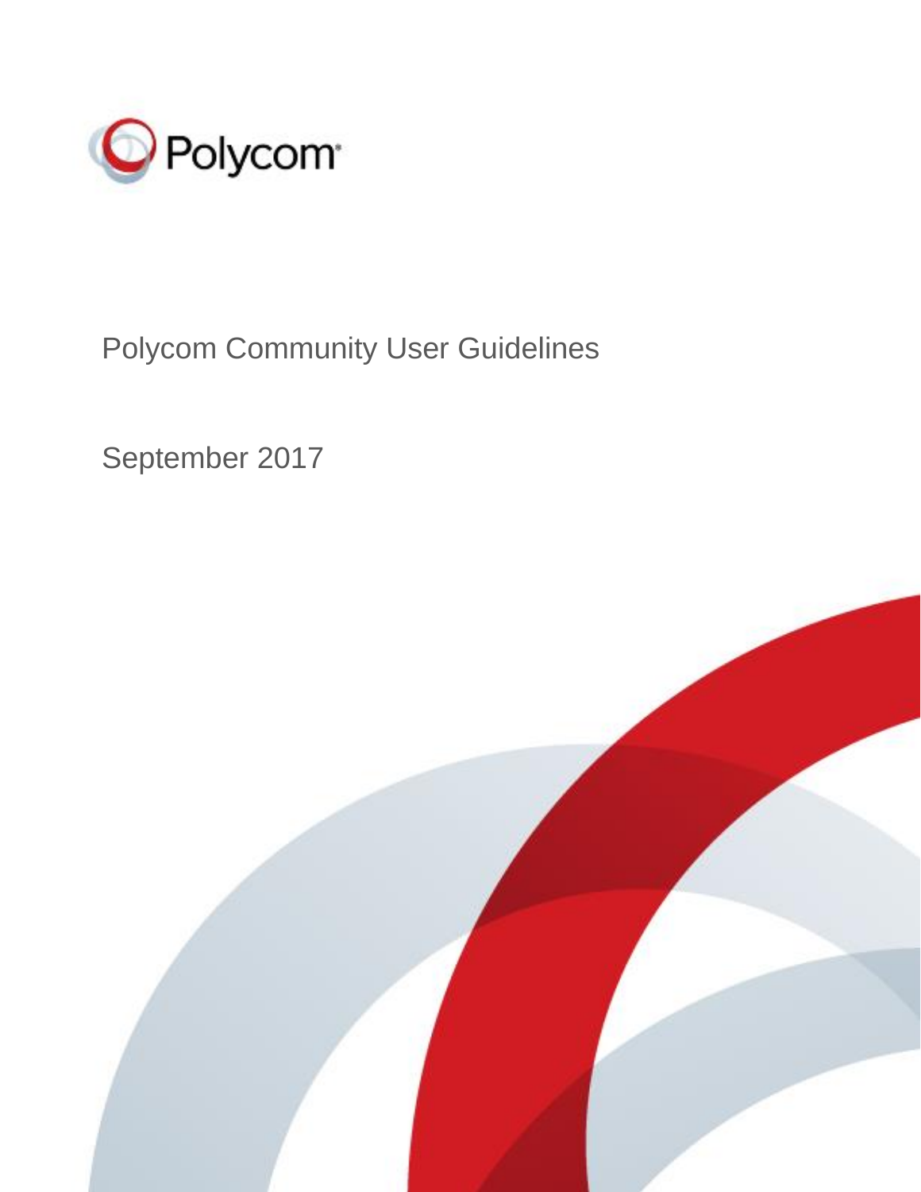Polycom

# Polycom Community User Guidelines

September 2017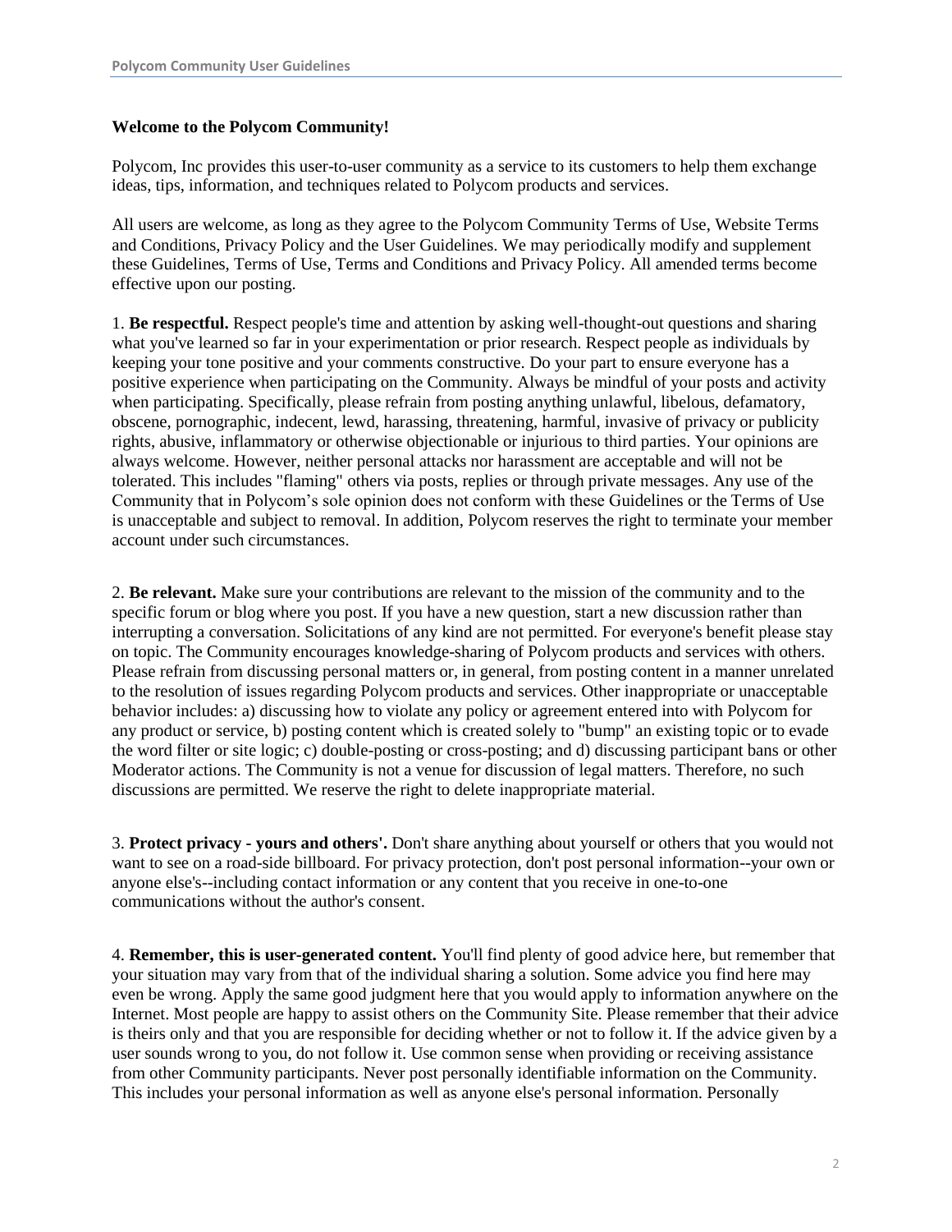**Welcome to the Polycom Community!**

Polycom, Inc provides this user-to-user community as a service to its customers to help them exchange ideas, tips, information, and techniques related to Polycom products and services.

All users are welcome, as long as they agree to the Polycom Community Terms of Use, Website Terms and Conditions, Privacy Policy and the User Guidelines. We may periodically modify and supplement these Guidelines, Terms of Use, Terms and Conditions and Privacy Policy. All amended terms become effective upon our posting.

1. **Be respectful.** Respect people's time and attention by asking well-thought-out questions and sharing what you've learned so far in your experimentation or prior research. Respect people as individuals by keeping your tone positive and your comments constructive. Do your part to ensure everyone has a positive experience when participating on the Community. Always be mindful of your posts and activity when participating. Specifically, please refrain from posting anything unlawful, libelous, defamatory, obscene, pornographic, indecent, lewd, harassing, threatening, harmful, invasive of privacy or publicity rights, abusive, inflammatory or otherwise objectionable or injurious to third parties. Your opinions are always welcome. However, neither personal attacks nor harassment are acceptable and will not be tolerated. This includes "flaming" others via posts, replies or through private messages. Any use of the Community that in Polycom's sole opinion does not conform with these Guidelines or the Terms of Use is unacceptable and subject to removal. In addition, Polycom reserves the right to terminate your member account under such circumstances.

2. **Be relevant.** Make sure your contributions are relevant to the mission of the community and to the specific forum or blog where you post. If you have a new question, start a new discussion rather than interrupting a conversation. Solicitations of any kind are not permitted. For everyone's benefit please stay on topic. The Community encourages knowledge-sharing of Polycom products and services with others. Please refrain from discussing personal matters or, in general, from posting content in a manner unrelated to the resolution of issues regarding Polycom products and services. Other inappropriate or unacceptable behavior includes: a) discussing how to violate any policy or agreement entered into with Polycom for any product or service, b) posting content which is created solely to "bump" an existing topic or to evade the word filter or site logic; c) double-posting or cross-posting; and d) discussing participant bans or other Moderator actions. The Community is not a venue for discussion of legal matters. Therefore, no such discussions are permitted. We reserve the right to delete inappropriate material.

3. **Protect privacy - yours and others'.** Don't share anything about yourself or others that you would not want to see on a road-side billboard. For privacy protection, don't post personal information--your own or anyone else's--including contact information or any content that you receive in one-to-one communications without the author's consent.

4. **Remember, this is user-generated content.** You'll find plenty of good advice here, but remember that your situation may vary from that of the individual sharing a solution. Some advice you find here may even be wrong. Apply the same good judgment here that you would apply to information anywhere on the Internet. Most people are happy to assist others on the Community Site. Please remember that their advice is theirs only and that you are responsible for deciding whether or not to follow it. If the advice given by a user sounds wrong to you, do not follow it. Use common sense when providing or receiving assistance from other Community participants. Never post personally identifiable information on the Community. This includes your personal information as well as anyone else's personal information. Personally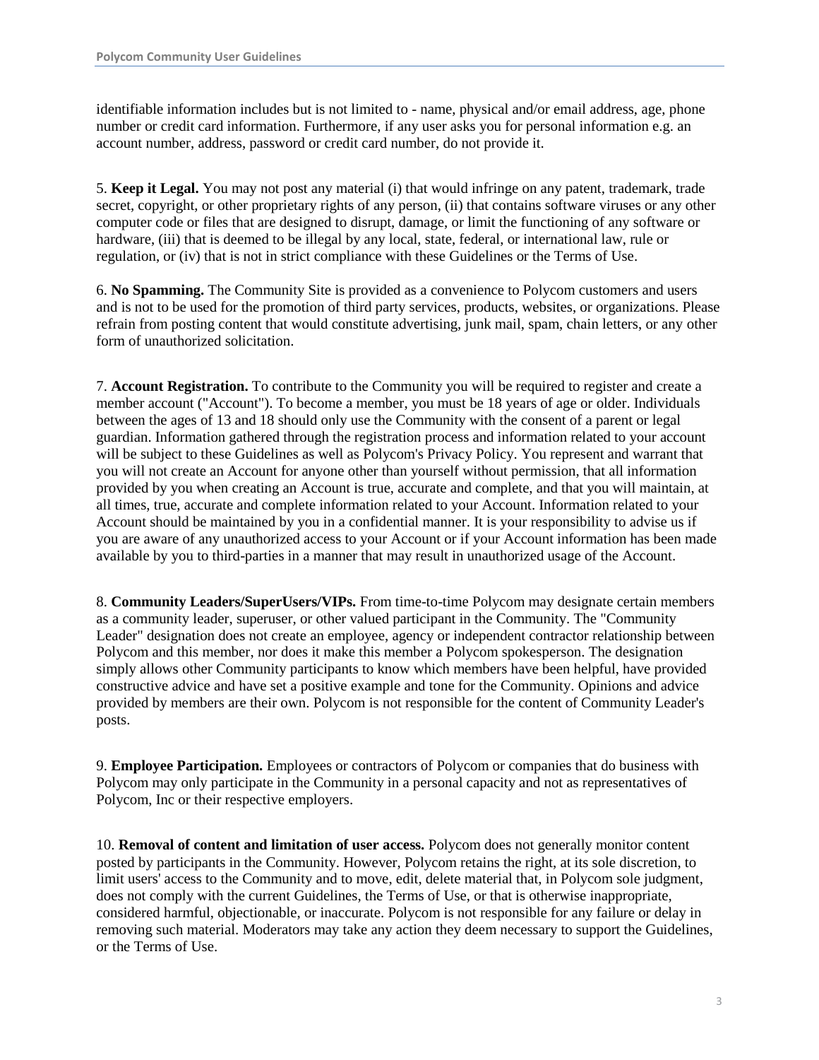identifiable information includes but is not limited to - name, physical and/or email address, age, phone number or credit card information. Furthermore, if any user asks you for personal information e.g. an account number, address, password or credit card number, do not provide it.

5. **Keep it Legal.** You may not post any material (i) that would infringe on any patent, trademark, trade secret, copyright, or other proprietary rights of any person, (ii) that contains software viruses or any other computer code or files that are designed to disrupt, damage, or limit the functioning of any software or hardware, (iii) that is deemed to be illegal by any local, state, federal, or international law, rule or regulation, or (iv) that is not in strict compliance with these Guidelines or the Terms of Use.

6. **No Spamming.** The Community Site is provided as a convenience to Polycom customers and users and is not to be used for the promotion of third party services, products, websites, or organizations. Please refrain from posting content that would constitute advertising, junk mail, spam, chain letters, or any other form of unauthorized solicitation.

7. **Account Registration.** To contribute to the Community you will be required to register and create a member account ("Account"). To become a member, you must be 18 years of age or older. Individuals between the ages of 13 and 18 should only use the Community with the consent of a parent or legal guardian. Information gathered through the registration process and information related to your account will be subject to these Guidelines as well as Polycom's Privacy Policy. You represent and warrant that you will not create an Account for anyone other than yourself without permission, that all information provided by you when creating an Account is true, accurate and complete, and that you will maintain, at all times, true, accurate and complete information related to your Account. Information related to your Account should be maintained by you in a confidential manner. It is your responsibility to advise us if you are aware of any unauthorized access to your Account or if your Account information has been made available by you to third-parties in a manner that may result in unauthorized usage of the Account.

8. **Community Leaders/SuperUsers/VIPs.** From time-to-time Polycom may designate certain members as a community leader, superuser, or other valued participant in the Community. The "Community Leader" designation does not create an employee, agency or independent contractor relationship between Polycom and this member, nor does it make this member a Polycom spokesperson. The designation simply allows other Community participants to know which members have been helpful, have provided constructive advice and have set a positive example and tone for the Community. Opinions and advice provided by members are their own. Polycom is not responsible for the content of Community Leader's posts.

9. **Employee Participation.** Employees or contractors of Polycom or companies that do business with Polycom may only participate in the Community in a personal capacity and not as representatives of Polycom, Inc or their respective employers.

10. **Removal of content and limitation of user access.** Polycom does not generally monitor content posted by participants in the Community. However, Polycom retains the right, at its sole discretion, to limit users' access to the Community and to move, edit, delete material that, in Polycom sole judgment, does not comply with the current Guidelines, the Terms of Use, or that is otherwise inappropriate, considered harmful, objectionable, or inaccurate. Polycom is not responsible for any failure or delay in removing such material. Moderators may take any action they deem necessary to support the Guidelines, or the Terms of Use.